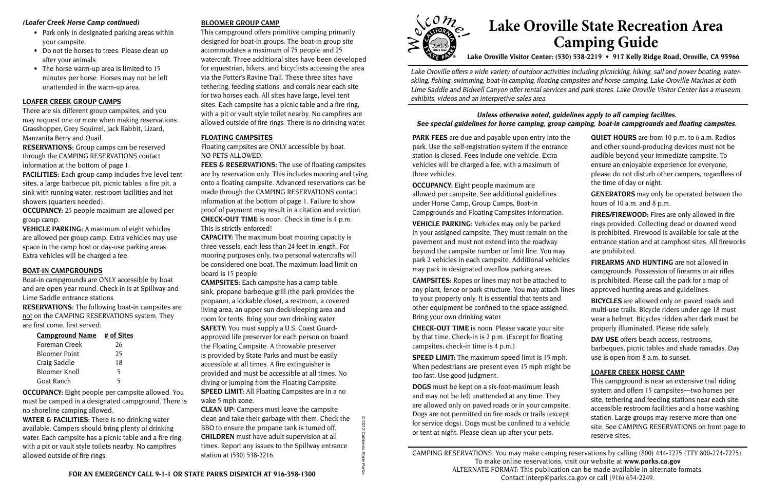*(Loafer Creek Horse Camp continued)*

- Park only in designated parking areas within your campsite.
- Do not tie horses to trees. Please clean up after your animals.
- The horse warm-up area is limited to 15 minutes per horse. Horses may not be left unattended in the warm-up area.

**LOAFER CREEK GROUP CAMPS**

There are six different group campsites, and you may request one or more when making reservations: Grasshopper, Grey Squirrel, Jack Rabbit, Lizard, Manzanita Berry and Quail.

**RESERVATIONS:** Group camps can be reserved through the CAMPING RESERVATIONS contact information at the bottom of page 1.

**FACILITIES:** Each group camp includes five level tent sites, a large barbecue pit, picnic tables, a fire pit, a sink with running water, restroom facilities and hot showers (quarters needed).

**OCCUPANCY:** 25 people maximum are allowed per group camp.

**VEHICLE PARKING:** A maximum of eight vehicles are allowed per group camp. Extra vehicles may use space in the camp host or day-use parking areas. Extra vehicles will be charged a fee.

**BOAT-IN CAMPGROUNDS**

Boat-in campgrounds are ONLY accessible by boat and are open year round. Check in is at Spillway and Lime Saddle entrance stations.

**RESERVATIONS:** The following boat-in campsites are not on the CAMPING RESERVATIONS system. They are first come, first served:

| Campground Name | # of Sites |
|---|---|
| Foreman Creek | 26 |
| Bloomer Point | 25 |
| Craig Saddle | 18 |
| Bloomer Knoll | 5 |
| Goat Ranch | 5 |

**OCCUPANCY:** Eight people per campsite allowed. You must be camped in a designated campground. There is no shoreline camping allowed.

**WATER & FACILITIES:** There is no drinking water available. Campers should bring plenty of drinking water. Each campsite has a picnic table and a fire ring, with a pit or vault style toilets nearby. No campfires allowed outside of fire rings.

**BLOOMER GROUP CAMP**

This campground offers primitive camping primarily designed for boat-in groups. The boat-in group site accommodates a maximum of 75 people and 25 watercraft. Three additional sites have been developed for equestrian, hikers, and bicyclists accessing the area via the Potter's Ravine Trail. These three sites have tethering, feeding stations, and corrals near each site for two horses each. All sites have large, level tent sites. Each campsite has a picnic table and a fire ring, with a pit or vault style toilet nearby. No campfires are allowed outside of fire rings. There is no drinking water.

**FLOATING CAMPSITES**

Floating campsites are ONLY accessible by boat. NO PETS ALLOWED.

**FEES & RESERVATIONS:** The use of floating campsites are by reservation only. This includes mooring and tying onto a floating campsite. Advanced reservations can be made through the CAMPING RESERVATIONS contact information at the bottom of page 1. Failure to show proof of payment may result in a citation and eviction.

**CHECK-OUT TIME** is noon. Check in time is 4 p.m. This is strictly enforced!

**CAPACITY:** The maximum boat mooring capacity is three vessels, each less than 24 feet in length. For mooring purposes only, two personal watercrafts will be considered one boat. The maximum load limit on board is 15 people.

**CAMPSITES:** Each campsite has a camp table, sink, propane barbeque grill (the park provides the propane), a lockable closet, a restroom, a covered living area, an upper sun deck/sleeping area and room for tents. Bring your own drinking water.

**SAFETY:** You must supply a U.S. Coast Guard-approved life preserver for each person on board the Floating Campsite. A throwable preserver is provided by State Parks and must be easily accessible at all times. A fire extinguisher is provided and must be accessible at all times. No diving or jumping from the Floating Campsite.

**SPEED LIMIT:** All Floating Campsites are in a no wake 5 mph zone.

**CLEAN UP:** Campers must leave the campsite clean and take their garbage with them. Check the BBQ to ensure the propane tank is turned off.

**CHILDREN** must have adult supervision at all times. Report any issues to the Spillway entrance station at (530) 538-2216.

**FOR AN EMERGENCY CALL 9-1-1 OR STATE PARKS DISPATCH AT 916-358-1300**

© 2012 California State Parks

# Lake Oroville State Recreation Area Camping Guide

**Lake Oroville Visitor Center: (530) 538-2219 • 917 Kelly Ridge Road, Oroville, CA 95966**

*Lake Oroville offers a wide variety of outdoor activities including picnicking, hiking, sail and power boating, water-skiing, fishing, swimming, boat-in camping, floating campsites and horse camping. Lake Oroville Marinas at both Lime Saddle and Bidwell Canyon offer rental services and park stores. Lake Oroville Visitor Center has a museum, exhibits, videos and an interpretive sales area.*

***Unless otherwise noted, guidelines apply to all camping facilites.***
***See special guidelines for horse camping, group camping, boat-in campgrounds and floating campsites.***

**PARK FEES** are due and payable upon entry into the park. Use the self-registration system if the entrance station is closed. Fees include one vehicle. Extra vehicles will be charged a fee, with a maximum of three vehicles.

**OCCUPANCY:** Eight people maximum are allowed per campsite. See additional guidelines under Horse Camp, Group Camps, Boat-in Campgrounds and Floating Campsites information.

**VEHICLE PARKING:** Vehicles may only be parked in your assigned campsite. They must remain on the pavement and must not extend into the roadway beyond the campsite number or limit line. You may park 2 vehicles in each campsite. Additional vehicles may park in designated overflow parking areas.

**CAMPSITES:** Ropes or lines may not be attached to any plant, fence or park structure. You may attach lines to your property only. It is essential that tents and other equipment be confined to the space assigned. Bring your own drinking water.

**CHECK-OUT TIME** is noon. Please vacate your site by that time. Check-in is 2 p.m. (Except for floating campsites; check-in time is 4 p.m.)

**SPEED LIMIT:** The maximum speed limit is 15 mph. When pedestrians are present even 15 mph might be too fast. Use good judgment.

**DOGS** must be kept on a six-foot-maximum leash and may not be left unattended at any time. They are allowed only on paved roads or in your campsite. Dogs are not permitted on fire roads or trails (except for service dogs). Dogs must be confined to a vehicle or tent at night. Please clean up after your pets.

**QUIET HOURS** are from 10 p.m. to 6 a.m. Radios and other sound-producing devices must not be audible beyond your immediate campsite. To ensure an enjoyable experience for everyone, please do not disturb other campers, regardless of the time of day or night.

**GENERATORS** may only be operated between the hours of 10 a.m. and 8 p.m.

**FIRES/FIREWOOD:** Fires are only allowed in fire rings provided. Collecting dead or downed wood is prohibited. Firewood is available for sale at the entrance station and at camphost sites. All fireworks are prohibited.

**FIREARMS AND HUNTING** are not allowed in campgrounds. Possession of firearms or air rifles is prohibited. Please call the park for a map of approved hunting areas and guidelines.

**BICYCLES** are allowed only on paved roads and multi-use trails. Bicycle riders under age 18 must wear a helmet. Bicycles ridden after dark must be properly illuminated. Please ride safely.

**DAY USE** offers beach access, restrooms, barbeques, picnic tables and shade ramadas. Day use is open from 8 a.m. to sunset.

**LOAFER CREEK HORSE CAMP**

This campground is near an extensive trail riding system and offers 15 campsites—two horses per site, tethering and feeding stations near each site, accessible restroom facilities and a horse washing station. Large groups may reserve more than one site. See CAMPING RESERVATIONS on front page to reserve sites.

CAMPING RESERVATIONS: You may make camping reservations by calling (800) 444-7275 (TTY 800-274-7275). To make online reservations, visit our website at **www.parks.ca.gov**
ALTERNATE FORMAT: This publication can be made available in alternate formats. Contact interp@parks.ca.gov or call (916) 654-2249.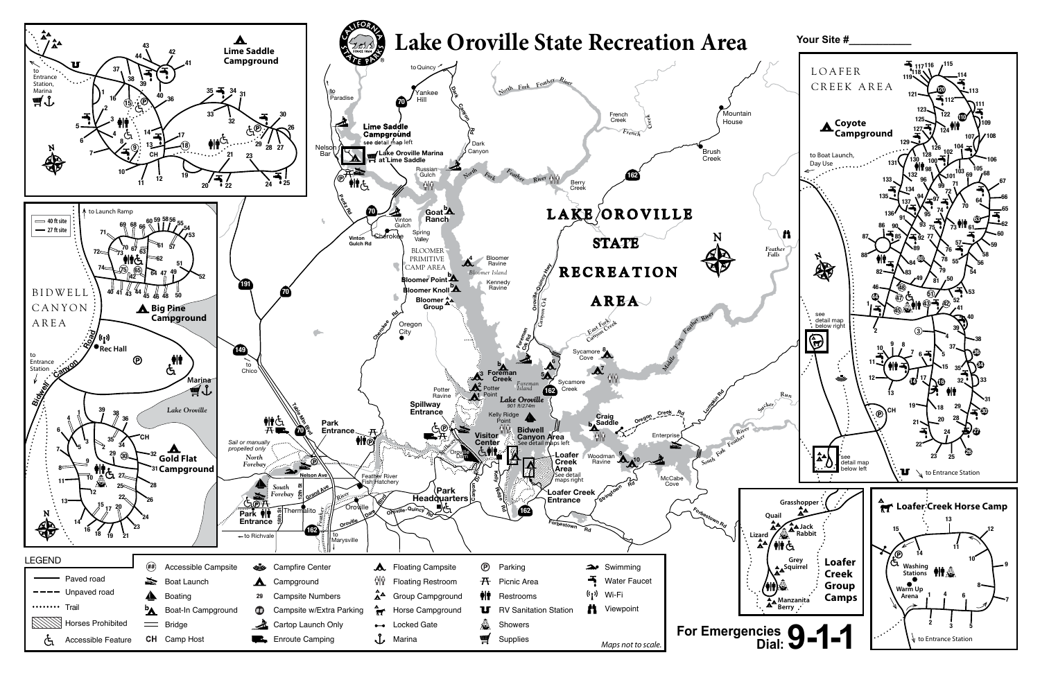# Lake Oroville State Recreation Area

Your Site #__________

LAKE OROVILLE STATE RECREATION AREA

## Lime Saddle Campground

to Entrance Station, Marina

## Bidwell Canyon Area

### Big Pine Campground

to Launch Ramp

40 ft site

27 ft site

Rec Hall

to Entrance Station

Bidwell Canyon Road

Marina

Lake Oroville

### Gold Flat Campground

## Loafer Creek Area

### Coyote Campground

to Boat Launch, Day Use

see detail map below right

see detail map below left

to Entrance Station

## Loafer Creek Group Camps

Grasshopper

Quail

Jack Rabbit

Lizard

Grey Squirrel

Manzanita Berry

## Loafer Creek Horse Camp

Washing Stations

Warm Up Arena

to Entrance Station

## Main Map Labels

to Quincy

to Paradise

Yankee Hill

Dark Canyon Rd

Dark Canyon

North Fork Feather River

French Creek

Mountain House

Brush Creek

Lime Saddle Campground (see detail map left)

Lake Oroville Marina at Lime Saddle

Nelson Bar

Russian Gulch

Berry Creek

Pentz Rd

Goat Ranch

Vinton Gulch

Vinton Gulch Rd

Cherokee

Spring Valley

Bloomer Primitive Camp Area

Bloomer Ravine

Bloomer Island

Bloomer Point

Bloomer Knoll

Kennedy Ravine

Bloomer Group

Oroville-Quincy Hwy

Canyon Crk

Feather Falls

Cherokee Rd

Oregon City

East Fork Canyon Creek

Middle Fork Feather River

Foreman Crk Rd

Foreman Creek

Foreman Island

Sycamore Cove

Sycamore Creek

to Chico

Potter Ravine

Potter Point

Lake Oroville 901 ft/274m

Kelly Ridge Point

Spillway Entrance

Table Mtn Blvd

Park Entrance

Visitor Center

Bidwell Canyon Area (See detail maps left)

Craig Saddle

Oregon Creek Rd

Enterprise

Lumpkin Rd

Sucker Run

South Fork Feather River

Sail or manually propelled only

North Forebay

Nelson Ave

South Forebay

12th St

Grand Ave

Thermalito

18th St

Park Entrance

to Richvale

Feather River Fish Hatchery

Oroville Dam

Oroville

Oroville Dam Blvd

Oroville-Quincy Rd

to Marysville

Park Headquarters

Canyon Dr

Kelly Ridge Rd

Loafer Creek Area (See detail maps right)

Loafer Creek Entrance

Woodman Ravine

Stringtown Rd

McCabe Cove

Forbestown Rd

## Legend

- Paved road
- Unpaved road
- Trail
- Horses Prohibited
- Accessible Feature
- Accessible Campsite
- Boat Launch
- Boating
- Boat-In Campground
- Bridge
- CH Camp Host
- Campfire Center
- Campground
- 29 Campsite Numbers
- Campsite w/Extra Parking
- Cartop Launch Only
- Enroute Camping
- Floating Campsite
- Floating Restroom
- Group Campground
- Horse Campground
- Locked Gate
- Marina
- Parking
- Picnic Area
- Restrooms
- RV Sanitation Station
- Showers
- Supplies
- Swimming
- Water Faucet
- Wi-Fi
- Viewpoint

*Maps not to scale.*

**For Emergencies Dial: 9-1-1**